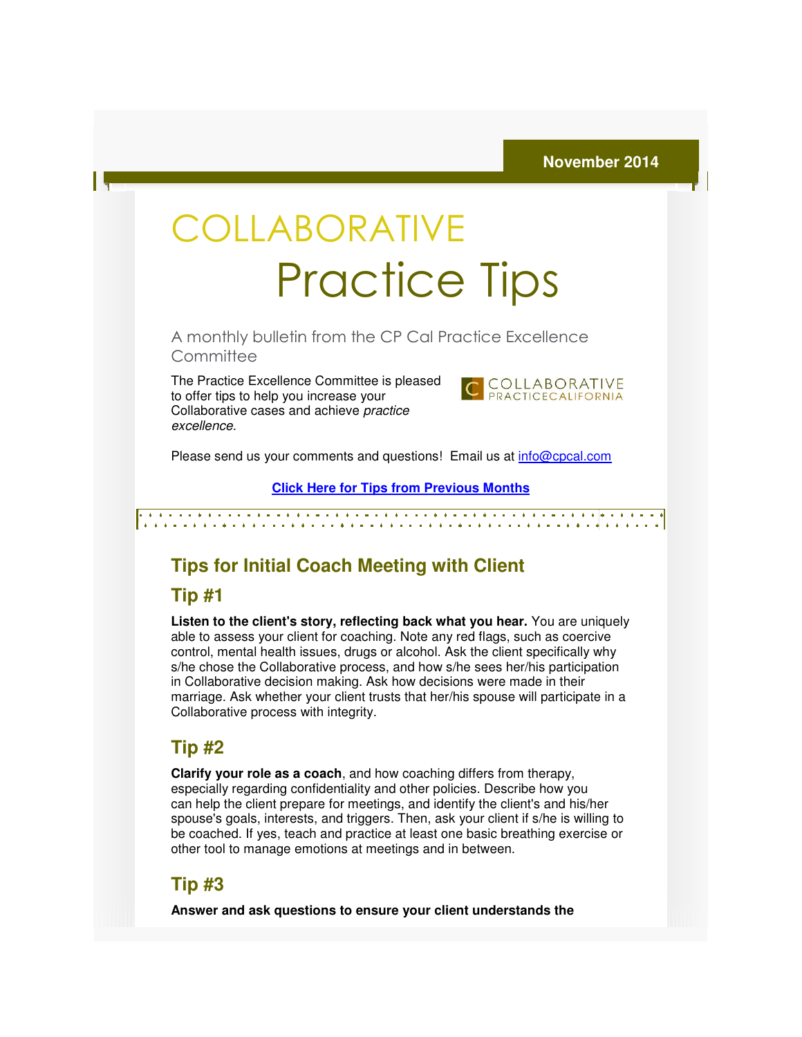November 2014

# COLLABORATIVE Practice Tips

A monthly bulletin from the CP Cal Practice Excellence Committee

The Practice Excellence Committee is pleased to offer tips to help you increase your Collaborative cases and achieve *practice excellence.*

COLLABORATIVE PRACTICECALIFORNIA

Please send us your comments and questions! Email us at info@cpcal.com

**Click Here for Tips from Previous Months**

## Tips for Initial Coach Meeting with Client

### Tip #1

**Listen to the client's story, reflecting back what you hear.** You are uniquely able to assess your client for coaching. Note any red flags, such as coercive control, mental health issues, drugs or alcohol. Ask the client specifically why s/he chose the Collaborative process, and how s/he sees her/his participation in Collaborative decision making. Ask how decisions were made in their marriage. Ask whether your client trusts that her/his spouse will participate in a Collaborative process with integrity.

### Tip #2

**Clarify your role as a coach**, and how coaching differs from therapy, especially regarding confidentiality and other policies. Describe how you can help the client prepare for meetings, and identify the client's and his/her spouse's goals, interests, and triggers. Then, ask your client if s/he is willing to be coached. If yes, teach and practice at least one basic breathing exercise or other tool to manage emotions at meetings and in between.

### Tip #3

**Answer and ask questions to ensure your client understands the**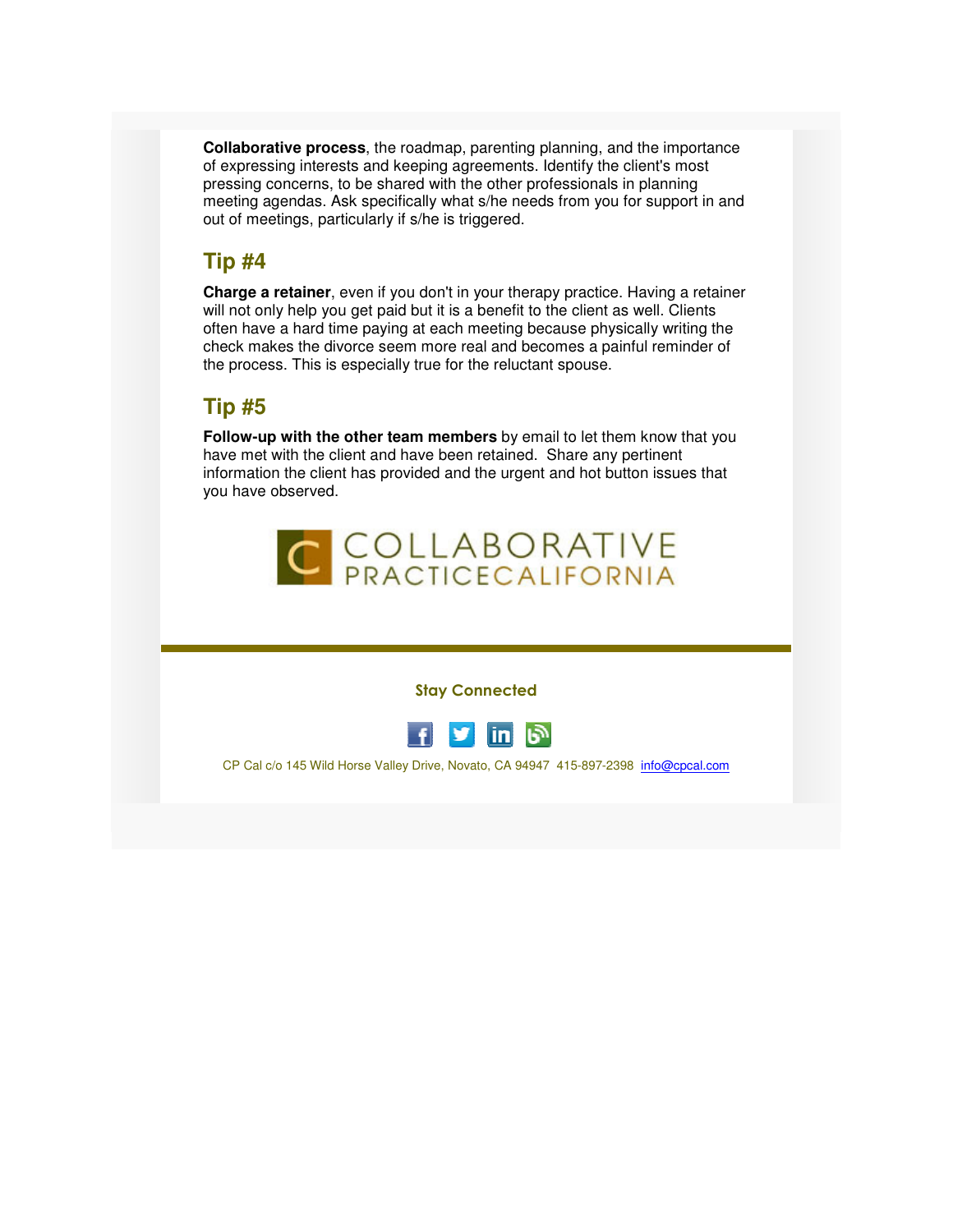**Collaborative process**, the roadmap, parenting planning, and the importance of expressing interests and keeping agreements. Identify the client's most pressing concerns, to be shared with the other professionals in planning meeting agendas. Ask specifically what s/he needs from you for support in and out of meetings, particularly if s/he is triggered.

## Tip #4

**Charge a retainer**, even if you don't in your therapy practice. Having a retainer will not only help you get paid but it is a benefit to the client as well. Clients often have a hard time paying at each meeting because physically writing the check makes the divorce seem more real and becomes a painful reminder of the process. This is especially true for the reluctant spouse.

## Tip #5

**Follow-up with the other team members** by email to let them know that you have met with the client and have been retained. Share any pertinent information the client has provided and the urgent and hot button issues that you have observed.

COLLABORATIVE PRACTICECALIFORNIA

**Stay Connected**

CP Cal c/o 145 Wild Horse Valley Drive, Novato, CA 94947 415-897-2398 info@cpcal.com